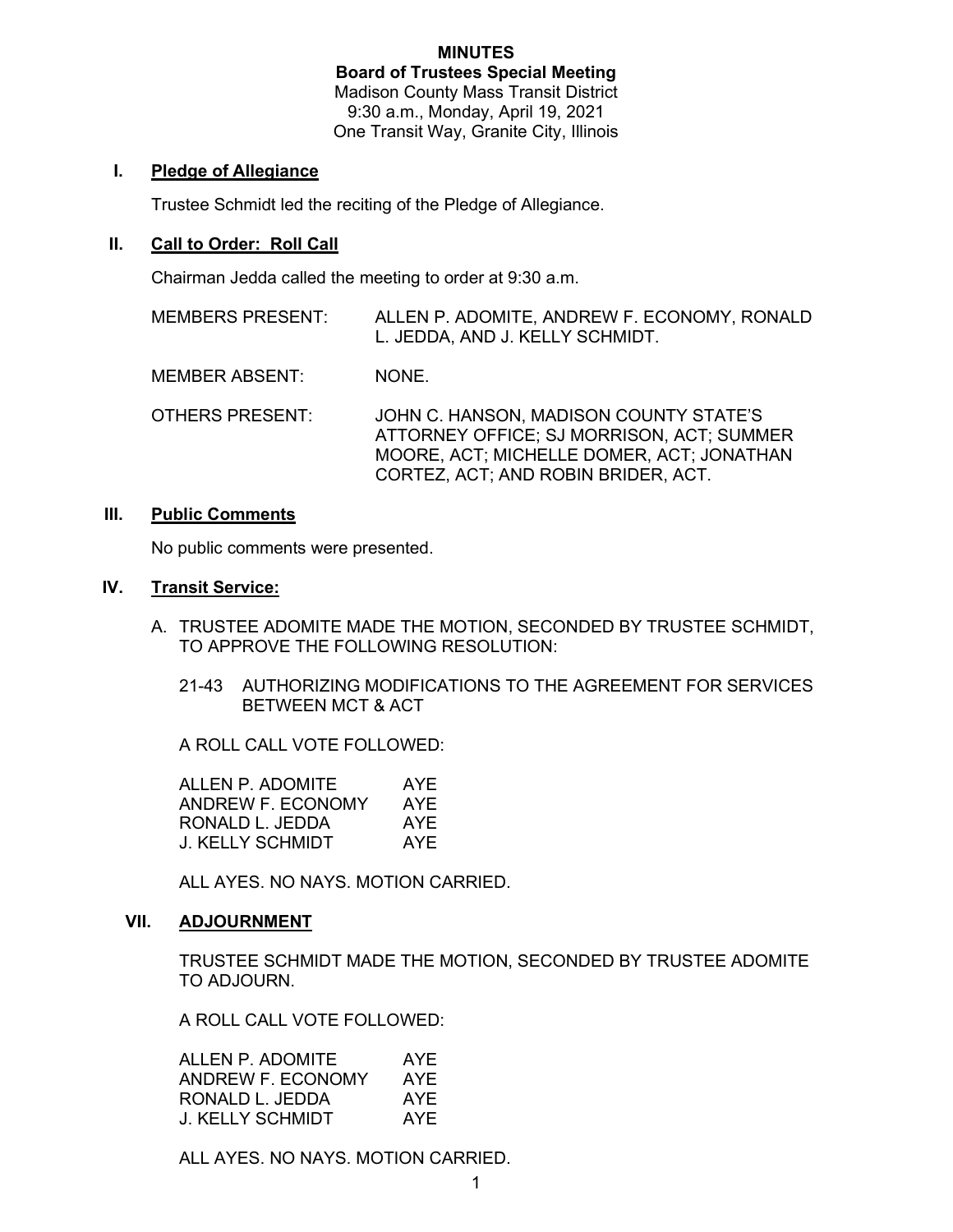# MINUTES

## Board of Trustees Special Meeting

Madison County Mass Transit District
9:30 a.m., Monday, April 19, 2021
One Transit Way, Granite City, Illinois

## I. Pledge of Allegiance

Trustee Schmidt led the reciting of the Pledge of Allegiance.

## II. Call to Order: Roll Call

Chairman Jedda called the meeting to order at 9:30 a.m.

| | |
|---|---|
| MEMBERS PRESENT: | ALLEN P. ADOMITE, ANDREW F. ECONOMY, RONALD L. JEDDA, AND J. KELLY SCHMIDT. |
| MEMBER ABSENT: | NONE. |
| OTHERS PRESENT: | JOHN C. HANSON, MADISON COUNTY STATE'S ATTORNEY OFFICE; SJ MORRISON, ACT; SUMMER MOORE, ACT; MICHELLE DOMER, ACT; JONATHAN CORTEZ, ACT; AND ROBIN BRIDER, ACT. |

## III. Public Comments

No public comments were presented.

## IV. Transit Service:

A. TRUSTEE ADOMITE MADE THE MOTION, SECONDED BY TRUSTEE SCHMIDT, TO APPROVE THE FOLLOWING RESOLUTION:

21-43 AUTHORIZING MODIFICATIONS TO THE AGREEMENT FOR SERVICES BETWEEN MCT & ACT

A ROLL CALL VOTE FOLLOWED:

| | |
|---|---|
| ALLEN P. ADOMITE | AYE |
| ANDREW F. ECONOMY | AYE |
| RONALD L. JEDDA | AYE |
| J. KELLY SCHMIDT | AYE |

ALL AYES. NO NAYS. MOTION CARRIED.

## VII. ADJOURNMENT

TRUSTEE SCHMIDT MADE THE MOTION, SECONDED BY TRUSTEE ADOMITE TO ADJOURN.

A ROLL CALL VOTE FOLLOWED:

| | |
|---|---|
| ALLEN P. ADOMITE | AYE |
| ANDREW F. ECONOMY | AYE |
| RONALD L. JEDDA | AYE |
| J. KELLY SCHMIDT | AYE |

ALL AYES. NO NAYS. MOTION CARRIED.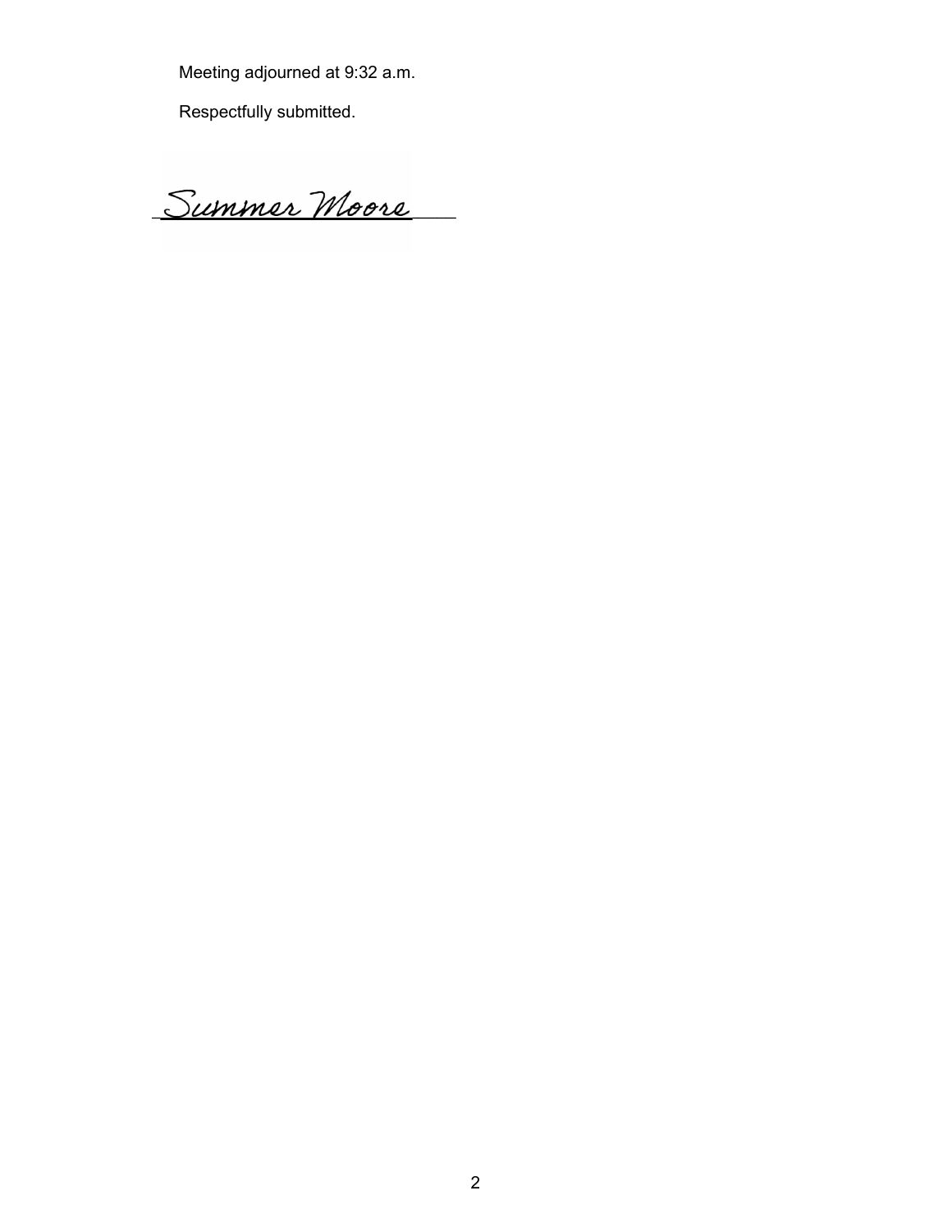Meeting adjourned at 9:32 a.m.

Respectfully submitted.

Summer Moore